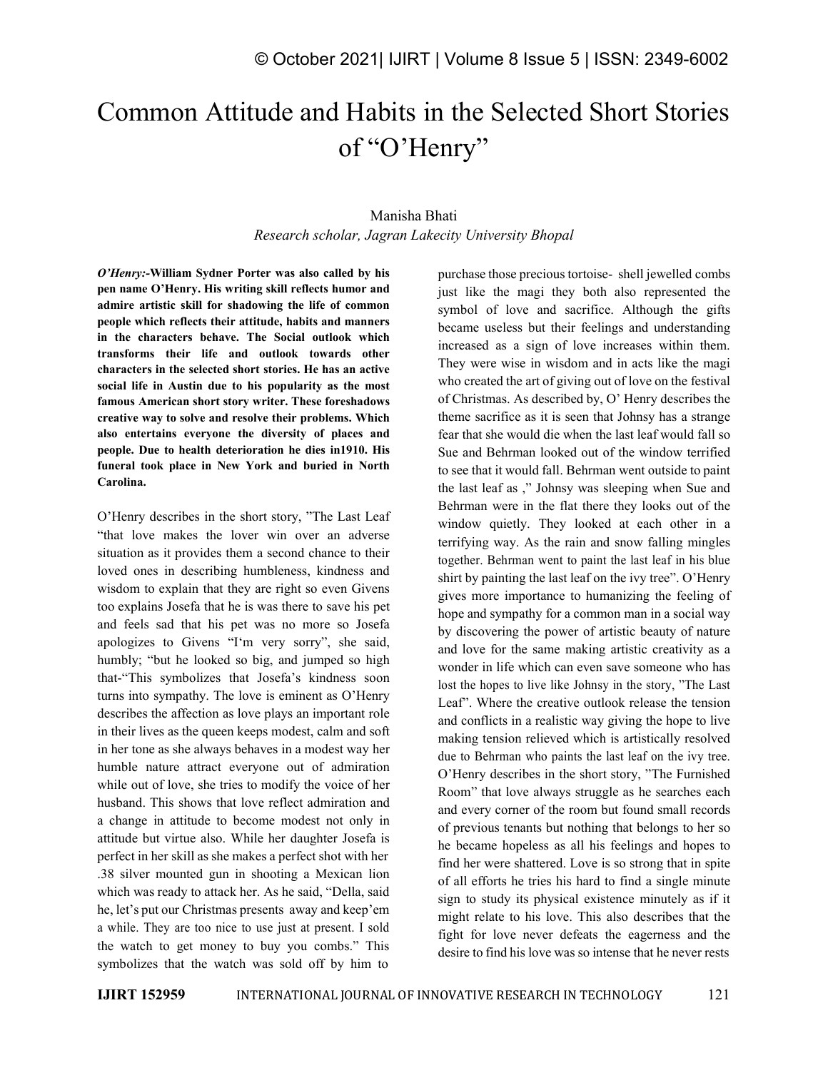# Common Attitude and Habits in the Selected Short Stories of "O'Henry"

Manisha Bhati

*Research scholar, Jagran Lakecity University Bhopal*

***O'Henry:-*****William Sydner Porter was also called by his pen name O'Henry. His writing skill reflects humor and admire artistic skill for shadowing the life of common people which reflects their attitude, habits and manners in the characters behave. The Social outlook which transforms their life and outlook towards other characters in the selected short stories. He has an active social life in Austin due to his popularity as the most famous American short story writer. These foreshadows creative way to solve and resolve their problems. Which also entertains everyone the diversity of places and people. Due to health deterioration he dies in1910. His funeral took place in New York and buried in North Carolina.**

O'Henry describes in the short story, "The Last Leaf "that love makes the lover win over an adverse situation as it provides them a second chance to their loved ones in describing humbleness, kindness and wisdom to explain that they are right so even Givens too explains Josefa that he is was there to save his pet and feels sad that his pet was no more so Josefa apologizes to Givens "I'm very sorry", she said, humbly; "but he looked so big, and jumped so high that-"This symbolizes that Josefa's kindness soon turns into sympathy. The love is eminent as O'Henry describes the affection as love plays an important role in their lives as the queen keeps modest, calm and soft in her tone as she always behaves in a modest way her humble nature attract everyone out of admiration while out of love, she tries to modify the voice of her husband. This shows that love reflect admiration and a change in attitude to become modest not only in attitude but virtue also. While her daughter Josefa is perfect in her skill as she makes a perfect shot with her .38 silver mounted gun in shooting a Mexican lion which was ready to attack her. As he said, "Della, said he, let's put our Christmas presents away and keep'em a while. They are too nice to use just at present. I sold the watch to get money to buy you combs." This symbolizes that the watch was sold off by him to purchase those precious tortoise- shell jewelled combs just like the magi they both also represented the symbol of love and sacrifice. Although the gifts became useless but their feelings and understanding increased as a sign of love increases within them. They were wise in wisdom and in acts like the magi who created the art of giving out of love on the festival of Christmas. As described by, O' Henry describes the theme sacrifice as it is seen that Johnsy has a strange fear that she would die when the last leaf would fall so Sue and Behrman looked out of the window terrified to see that it would fall. Behrman went outside to paint the last leaf as ," Johnsy was sleeping when Sue and Behrman were in the flat there they looks out of the window quietly. They looked at each other in a terrifying way. As the rain and snow falling mingles together. Behrman went to paint the last leaf in his blue shirt by painting the last leaf on the ivy tree". O'Henry gives more importance to humanizing the feeling of hope and sympathy for a common man in a social way by discovering the power of artistic beauty of nature and love for the same making artistic creativity as a wonder in life which can even save someone who has lost the hopes to live like Johnsy in the story, "The Last Leaf". Where the creative outlook release the tension and conflicts in a realistic way giving the hope to live making tension relieved which is artistically resolved due to Behrman who paints the last leaf on the ivy tree. O'Henry describes in the short story, "The Furnished Room" that love always struggle as he searches each and every corner of the room but found small records of previous tenants but nothing that belongs to her so he became hopeless as all his feelings and hopes to find her were shattered. Love is so strong that in spite of all efforts he tries his hard to find a single minute sign to study its physical existence minutely as if it might relate to his love. This also describes that the fight for love never defeats the eagerness and the desire to find his love was so intense that he never rests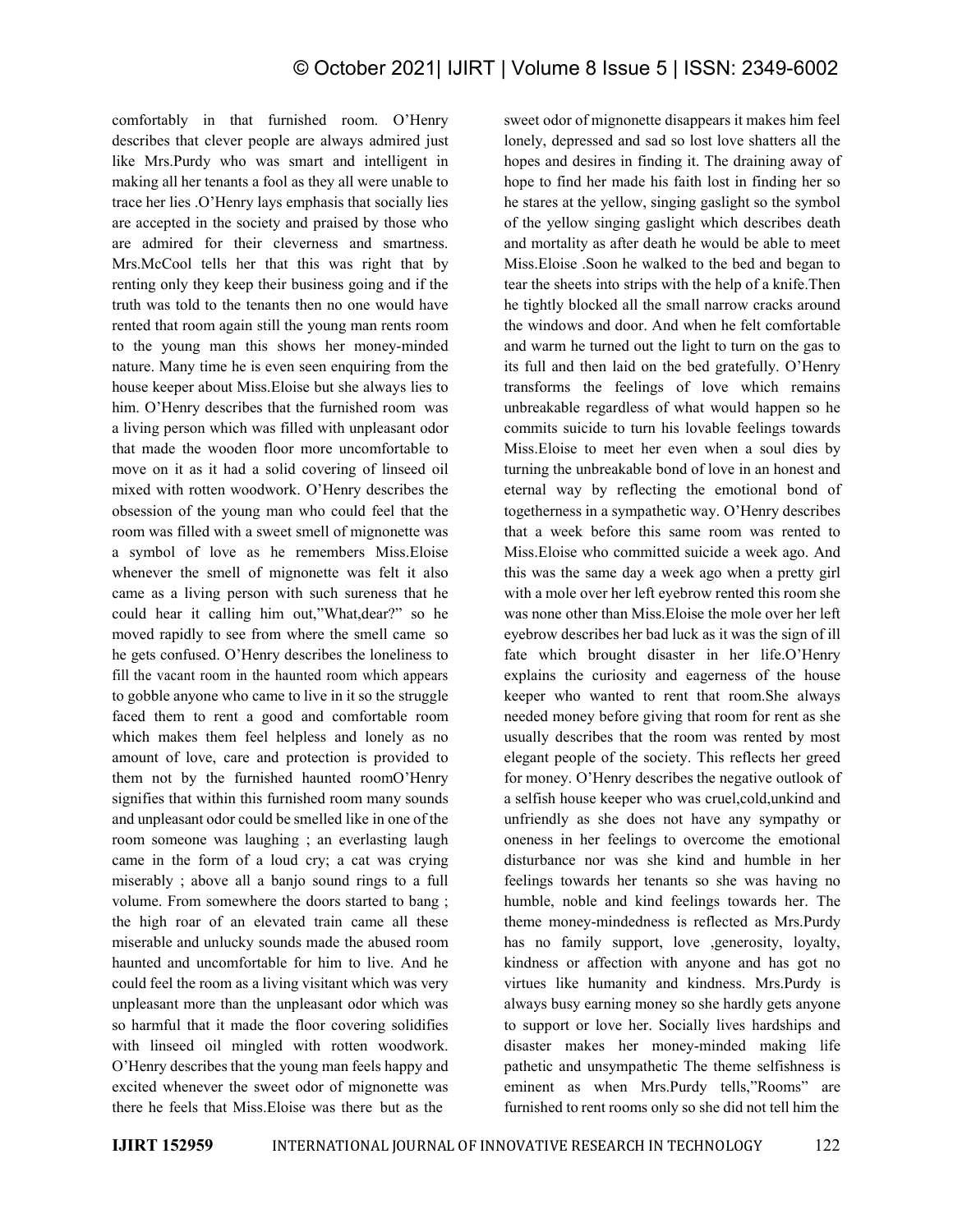comfortably in that furnished room. O'Henry describes that clever people are always admired just like Mrs.Purdy who was smart and intelligent in making all her tenants a fool as they all were unable to trace her lies .O'Henry lays emphasis that socially lies are accepted in the society and praised by those who are admired for their cleverness and smartness. Mrs.McCool tells her that this was right that by renting only they keep their business going and if the truth was told to the tenants then no one would have rented that room again still the young man rents room to the young man this shows her money-minded nature. Many time he is even seen enquiring from the house keeper about Miss.Eloise but she always lies to him. O'Henry describes that the furnished room was a living person which was filled with unpleasant odor that made the wooden floor more uncomfortable to move on it as it had a solid covering of linseed oil mixed with rotten woodwork. O'Henry describes the obsession of the young man who could feel that the room was filled with a sweet smell of mignonette was a symbol of love as he remembers Miss.Eloise whenever the smell of mignonette was felt it also came as a living person with such sureness that he could hear it calling him out,"What,dear?" so he moved rapidly to see from where the smell came so he gets confused. O'Henry describes the loneliness to fill the vacant room in the haunted room which appears to gobble anyone who came to live in it so the struggle faced them to rent a good and comfortable room which makes them feel helpless and lonely as no amount of love, care and protection is provided to them not by the furnished haunted roomO'Henry signifies that within this furnished room many sounds and unpleasant odor could be smelled like in one of the room someone was laughing ; an everlasting laugh came in the form of a loud cry; a cat was crying miserably ; above all a banjo sound rings to a full volume. From somewhere the doors started to bang ; the high roar of an elevated train came all these miserable and unlucky sounds made the abused room haunted and uncomfortable for him to live. And he could feel the room as a living visitant which was very unpleasant more than the unpleasant odor which was so harmful that it made the floor covering solidifies with linseed oil mingled with rotten woodwork. O'Henry describes that the young man feels happy and excited whenever the sweet odor of mignonette was there he feels that Miss.Eloise was there but as the sweet odor of mignonette disappears it makes him feel lonely, depressed and sad so lost love shatters all the hopes and desires in finding it. The draining away of hope to find her made his faith lost in finding her so he stares at the yellow, singing gaslight so the symbol of the yellow singing gaslight which describes death and mortality as after death he would be able to meet Miss.Eloise .Soon he walked to the bed and began to tear the sheets into strips with the help of a knife.Then he tightly blocked all the small narrow cracks around the windows and door. And when he felt comfortable and warm he turned out the light to turn on the gas to its full and then laid on the bed gratefully. O'Henry transforms the feelings of love which remains unbreakable regardless of what would happen so he commits suicide to turn his lovable feelings towards Miss.Eloise to meet her even when a soul dies by turning the unbreakable bond of love in an honest and eternal way by reflecting the emotional bond of togetherness in a sympathetic way. O'Henry describes that a week before this same room was rented to Miss.Eloise who committed suicide a week ago. And this was the same day a week ago when a pretty girl with a mole over her left eyebrow rented this room she was none other than Miss.Eloise the mole over her left eyebrow describes her bad luck as it was the sign of ill fate which brought disaster in her life.O'Henry explains the curiosity and eagerness of the house keeper who wanted to rent that room.She always needed money before giving that room for rent as she usually describes that the room was rented by most elegant people of the society. This reflects her greed for money. O'Henry describes the negative outlook of a selfish house keeper who was cruel,cold,unkind and unfriendly as she does not have any sympathy or oneness in her feelings to overcome the emotional disturbance nor was she kind and humble in her feelings towards her tenants so she was having no humble, noble and kind feelings towards her. The theme money-mindedness is reflected as Mrs.Purdy has no family support, love ,generosity, loyalty, kindness or affection with anyone and has got no virtues like humanity and kindness. Mrs.Purdy is always busy earning money so she hardly gets anyone to support or love her. Socially lives hardships and disaster makes her money-minded making life pathetic and unsympathetic The theme selfishness is eminent as when Mrs.Purdy tells,"Rooms" are furnished to rent rooms only so she did not tell him the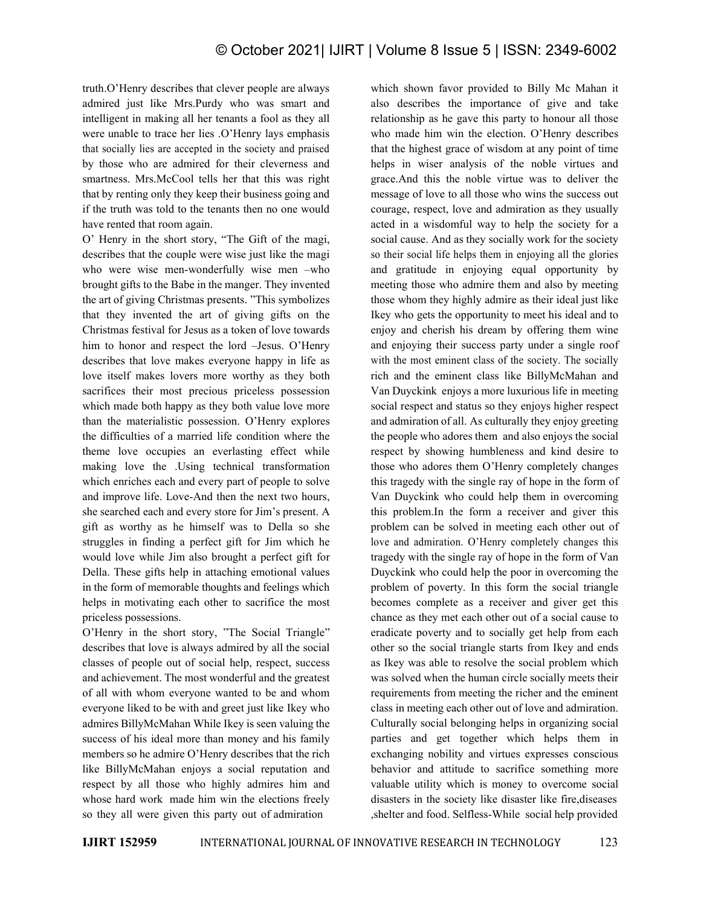truth.O'Henry describes that clever people are always admired just like Mrs.Purdy who was smart and intelligent in making all her tenants a fool as they all were unable to trace her lies .O'Henry lays emphasis that socially lies are accepted in the society and praised by those who are admired for their cleverness and smartness. Mrs.McCool tells her that this was right that by renting only they keep their business going and if the truth was told to the tenants then no one would have rented that room again.

O' Henry in the short story, "The Gift of the magi, describes that the couple were wise just like the magi who were wise men-wonderfully wise men –who brought gifts to the Babe in the manger. They invented the art of giving Christmas presents. "This symbolizes that they invented the art of giving gifts on the Christmas festival for Jesus as a token of love towards him to honor and respect the lord –Jesus. O'Henry describes that love makes everyone happy in life as love itself makes lovers more worthy as they both sacrifices their most precious priceless possession which made both happy as they both value love more than the materialistic possession. O'Henry explores the difficulties of a married life condition where the theme love occupies an everlasting effect while making love the .Using technical transformation which enriches each and every part of people to solve and improve life. Love-And then the next two hours, she searched each and every store for Jim's present. A gift as worthy as he himself was to Della so she struggles in finding a perfect gift for Jim which he would love while Jim also brought a perfect gift for Della. These gifts help in attaching emotional values in the form of memorable thoughts and feelings which helps in motivating each other to sacrifice the most priceless possessions.

O'Henry in the short story, "The Social Triangle" describes that love is always admired by all the social classes of people out of social help, respect, success and achievement. The most wonderful and the greatest of all with whom everyone wanted to be and whom everyone liked to be with and greet just like Ikey who admires BillyMcMahan While Ikey is seen valuing the success of his ideal more than money and his family members so he admire O'Henry describes that the rich like BillyMcMahan enjoys a social reputation and respect by all those who highly admires him and whose hard work made him win the elections freely so they all were given this party out of admiration which shown favor provided to Billy Mc Mahan it also describes the importance of give and take relationship as he gave this party to honour all those who made him win the election. O'Henry describes that the highest grace of wisdom at any point of time helps in wiser analysis of the noble virtues and grace.And this the noble virtue was to deliver the message of love to all those who wins the success out courage, respect, love and admiration as they usually acted in a wisdomful way to help the society for a social cause. And as they socially work for the society so their social life helps them in enjoying all the glories and gratitude in enjoying equal opportunity by meeting those who admire them and also by meeting those whom they highly admire as their ideal just like Ikey who gets the opportunity to meet his ideal and to enjoy and cherish his dream by offering them wine and enjoying their success party under a single roof with the most eminent class of the society. The socially rich and the eminent class like BillyMcMahan and Van Duyckink enjoys a more luxurious life in meeting social respect and status so they enjoys higher respect and admiration of all. As culturally they enjoy greeting the people who adores them and also enjoys the social respect by showing humbleness and kind desire to those who adores them O'Henry completely changes this tragedy with the single ray of hope in the form of Van Duyckink who could help them in overcoming this problem.In the form a receiver and giver this problem can be solved in meeting each other out of love and admiration. O'Henry completely changes this tragedy with the single ray of hope in the form of Van Duyckink who could help the poor in overcoming the problem of poverty. In this form the social triangle becomes complete as a receiver and giver get this chance as they met each other out of a social cause to eradicate poverty and to socially get help from each other so the social triangle starts from Ikey and ends as Ikey was able to resolve the social problem which was solved when the human circle socially meets their requirements from meeting the richer and the eminent class in meeting each other out of love and admiration. Culturally social belonging helps in organizing social parties and get together which helps them in exchanging nobility and virtues expresses conscious behavior and attitude to sacrifice something more valuable utility which is money to overcome social disasters in the society like disaster like fire,diseases ,shelter and food. Selfless-While social help provided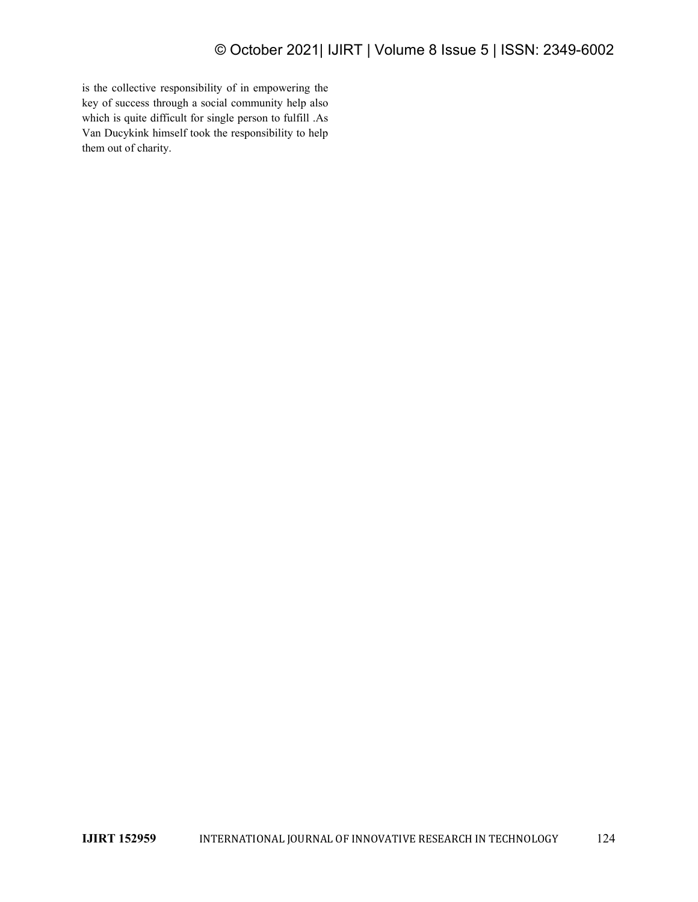is the collective responsibility of in empowering the key of success through a social community help also which is quite difficult for single person to fulfill .As Van Ducykink himself took the responsibility to help them out of charity.